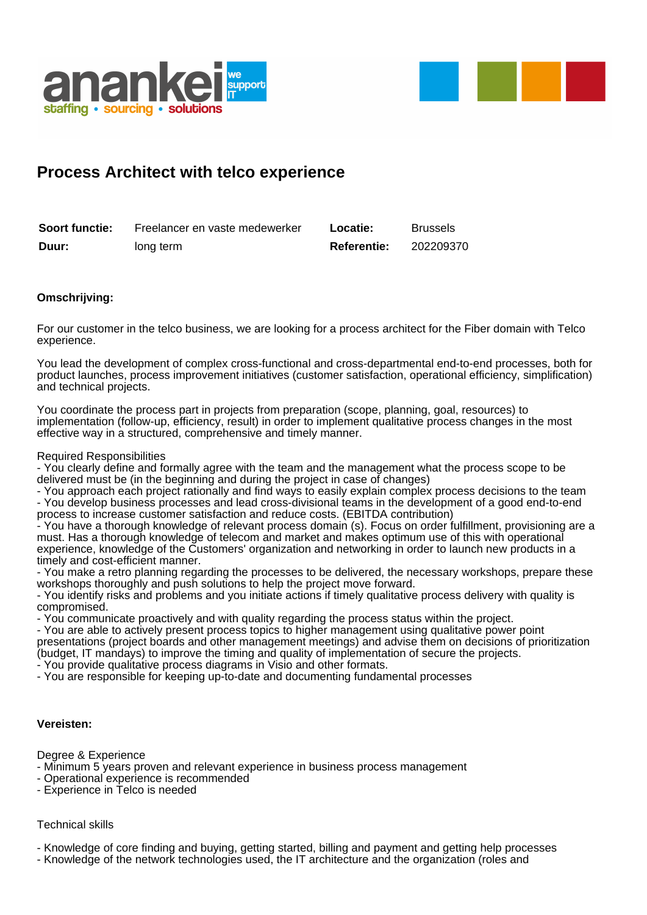# Process Architect with telco experience

| Soort functie: | Freelancer en vaste medewerker | Locatie: | Brussels |
|---|---|---|---|
| Duur: | long term | Referentie: | 202209370 |

**Omschrijving:**

For our customer in the telco business, we are looking for a process architect for the Fiber domain with Telco experience.

You lead the development of complex cross-functional and cross-departmental end-to-end processes, both for product launches, process improvement initiatives (customer satisfaction, operational efficiency, simplification) and technical projects.

You coordinate the process part in projects from preparation (scope, planning, goal, resources) to implementation (follow-up, efficiency, result) in order to implement qualitative process changes in the most effective way in a structured, comprehensive and timely manner.

Required Responsibilities
- You clearly define and formally agree with the team and the management what the process scope to be delivered must be (in the beginning and during the project in case of changes)
- You approach each project rationally and find ways to easily explain complex process decisions to the team
- You develop business processes and lead cross-divisional teams in the development of a good end-to-end process to increase customer satisfaction and reduce costs. (EBITDA contribution)
- You have a thorough knowledge of relevant process domain (s). Focus on order fulfillment, provisioning are a must. Has a thorough knowledge of telecom and market and makes optimum use of this with operational experience, knowledge of the Customers' organization and networking in order to launch new products in a timely and cost-efficient manner.
- You make a retro planning regarding the processes to be delivered, the necessary workshops, prepare these workshops thoroughly and push solutions to help the project move forward.
- You identify risks and problems and you initiate actions if timely qualitative process delivery with quality is compromised.
- You communicate proactively and with quality regarding the process status within the project.
- You are able to actively present process topics to higher management using qualitative power point presentations (project boards and other management meetings) and advise them on decisions of prioritization (budget, IT mandays) to improve the timing and quality of implementation of secure the projects.
- You provide qualitative process diagrams in Visio and other formats.
- You are responsible for keeping up-to-date and documenting fundamental processes

**Vereisten:**

Degree & Experience
- Minimum 5 years proven and relevant experience in business process management
- Operational experience is recommended
- Experience in Telco is needed

Technical skills

- Knowledge of core finding and buying, getting started, billing and payment and getting help processes
- Knowledge of the network technologies used, the IT architecture and the organization (roles and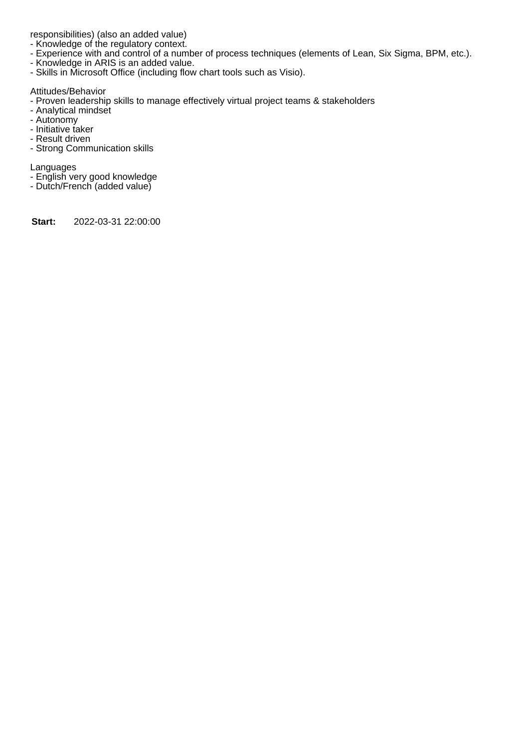responsibilities) (also an added value)
- Knowledge of the regulatory context.
- Experience with and control of a number of process techniques (elements of Lean, Six Sigma, BPM, etc.).
- Knowledge in ARIS is an added value.
- Skills in Microsoft Office (including flow chart tools such as Visio).

Attitudes/Behavior
- Proven leadership skills to manage effectively virtual project teams & stakeholders
- Analytical mindset
- Autonomy
- Initiative taker
- Result driven
- Strong Communication skills

Languages
- English very good knowledge
- Dutch/French (added value)

**Start:** 2022-03-31 22:00:00